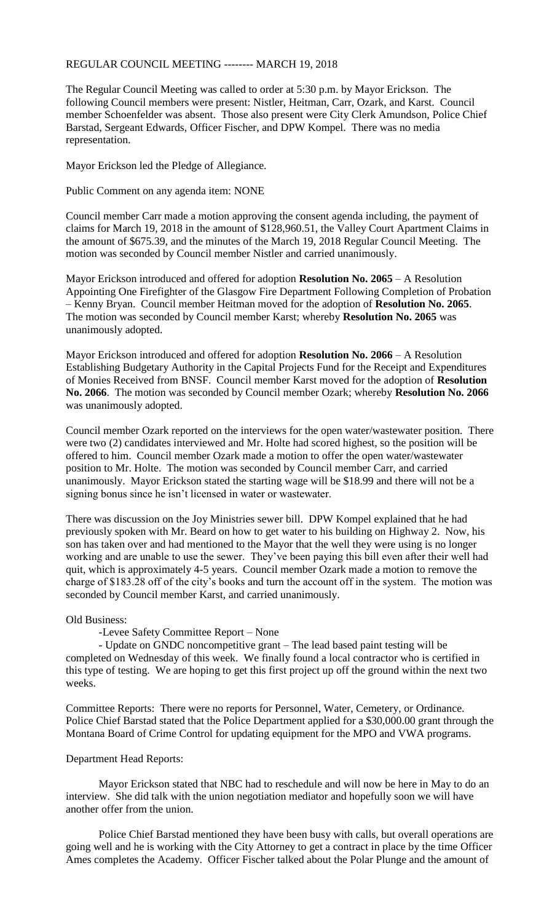# REGULAR COUNCIL MEETING -------- MARCH 19, 2018

The Regular Council Meeting was called to order at 5:30 p.m. by Mayor Erickson. The following Council members were present: Nistler, Heitman, Carr, Ozark, and Karst. Council member Schoenfelder was absent. Those also present were City Clerk Amundson, Police Chief Barstad, Sergeant Edwards, Officer Fischer, and DPW Kompel. There was no media representation.

Mayor Erickson led the Pledge of Allegiance.

Public Comment on any agenda item: NONE

Council member Carr made a motion approving the consent agenda including, the payment of claims for March 19, 2018 in the amount of $128,960.51, the Valley Court Apartment Claims in the amount of $675.39, and the minutes of the March 19, 2018 Regular Council Meeting. The motion was seconded by Council member Nistler and carried unanimously.

Mayor Erickson introduced and offered for adoption **Resolution No. 2065** – A Resolution Appointing One Firefighter of the Glasgow Fire Department Following Completion of Probation – Kenny Bryan. Council member Heitman moved for the adoption of **Resolution No. 2065**. The motion was seconded by Council member Karst; whereby **Resolution No. 2065** was unanimously adopted.

Mayor Erickson introduced and offered for adoption **Resolution No. 2066** – A Resolution Establishing Budgetary Authority in the Capital Projects Fund for the Receipt and Expenditures of Monies Received from BNSF. Council member Karst moved for the adoption of **Resolution No. 2066**. The motion was seconded by Council member Ozark; whereby **Resolution No. 2066** was unanimously adopted.

Council member Ozark reported on the interviews for the open water/wastewater position. There were two (2) candidates interviewed and Mr. Holte had scored highest, so the position will be offered to him. Council member Ozark made a motion to offer the open water/wastewater position to Mr. Holte. The motion was seconded by Council member Carr, and carried unanimously. Mayor Erickson stated the starting wage will be $18.99 and there will not be a signing bonus since he isn't licensed in water or wastewater.

There was discussion on the Joy Ministries sewer bill. DPW Kompel explained that he had previously spoken with Mr. Beard on how to get water to his building on Highway 2. Now, his son has taken over and had mentioned to the Mayor that the well they were using is no longer working and are unable to use the sewer. They've been paying this bill even after their well had quit, which is approximately 4-5 years. Council member Ozark made a motion to remove the charge of $183.28 off of the city's books and turn the account off in the system. The motion was seconded by Council member Karst, and carried unanimously.

Old Business:

- Levee Safety Committee Report – None
- Update on GNDC noncompetitive grant – The lead based paint testing will be completed on Wednesday of this week. We finally found a local contractor who is certified in this type of testing. We are hoping to get this first project up off the ground within the next two weeks.

Committee Reports: There were no reports for Personnel, Water, Cemetery, or Ordinance. Police Chief Barstad stated that the Police Department applied for a $30,000.00 grant through the Montana Board of Crime Control for updating equipment for the MPO and VWA programs.

Department Head Reports:

Mayor Erickson stated that NBC had to reschedule and will now be here in May to do an interview. She did talk with the union negotiation mediator and hopefully soon we will have another offer from the union.

Police Chief Barstad mentioned they have been busy with calls, but overall operations are going well and he is working with the City Attorney to get a contract in place by the time Officer Ames completes the Academy. Officer Fischer talked about the Polar Plunge and the amount of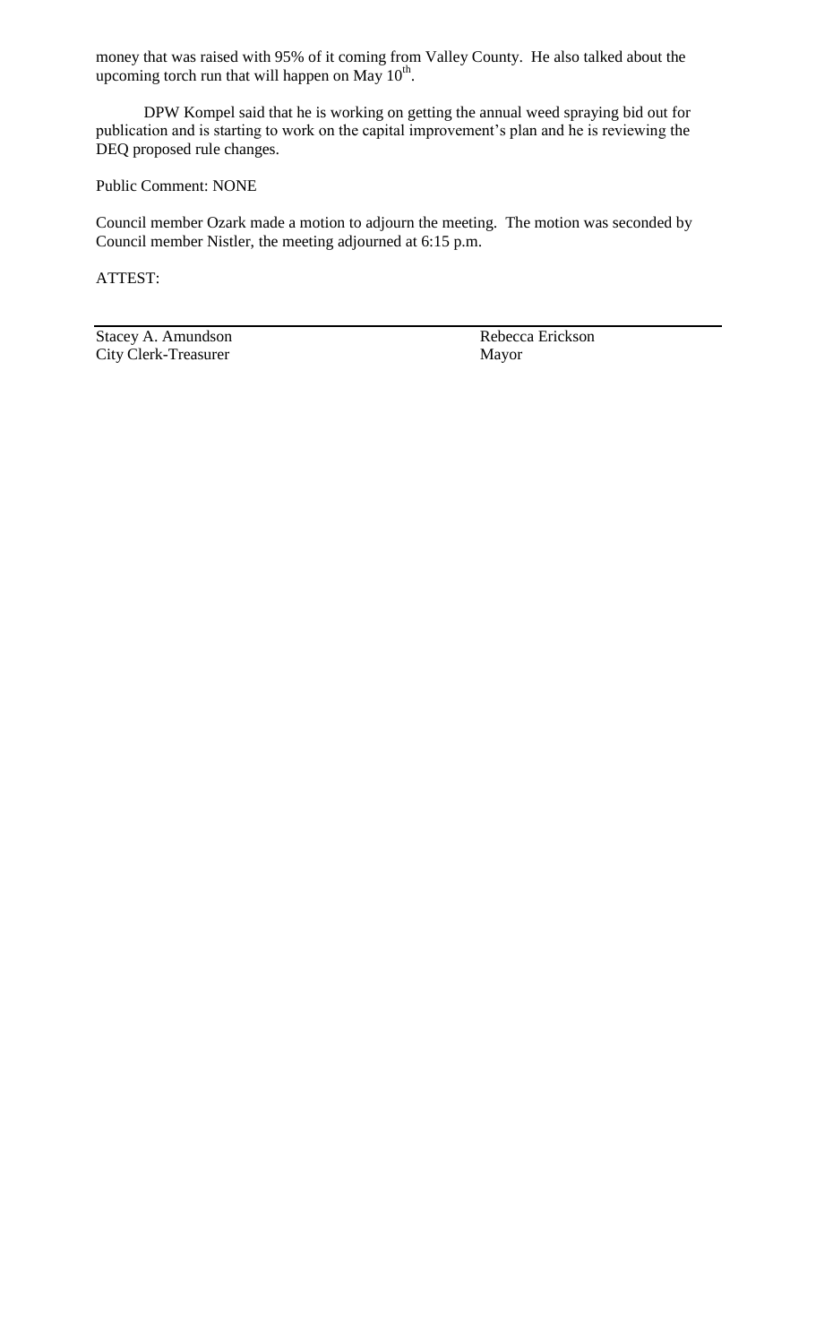money that was raised with 95% of it coming from Valley County. He also talked about the upcoming torch run that will happen on May 10th.

DPW Kompel said that he is working on getting the annual weed spraying bid out for publication and is starting to work on the capital improvement's plan and he is reviewing the DEQ proposed rule changes.

Public Comment: NONE

Council member Ozark made a motion to adjourn the meeting. The motion was seconded by Council member Nistler, the meeting adjourned at 6:15 p.m.

ATTEST:

| | |
|---|---|
| Stacey A. Amundson | Rebecca Erickson |
| City Clerk-Treasurer | Mayor |